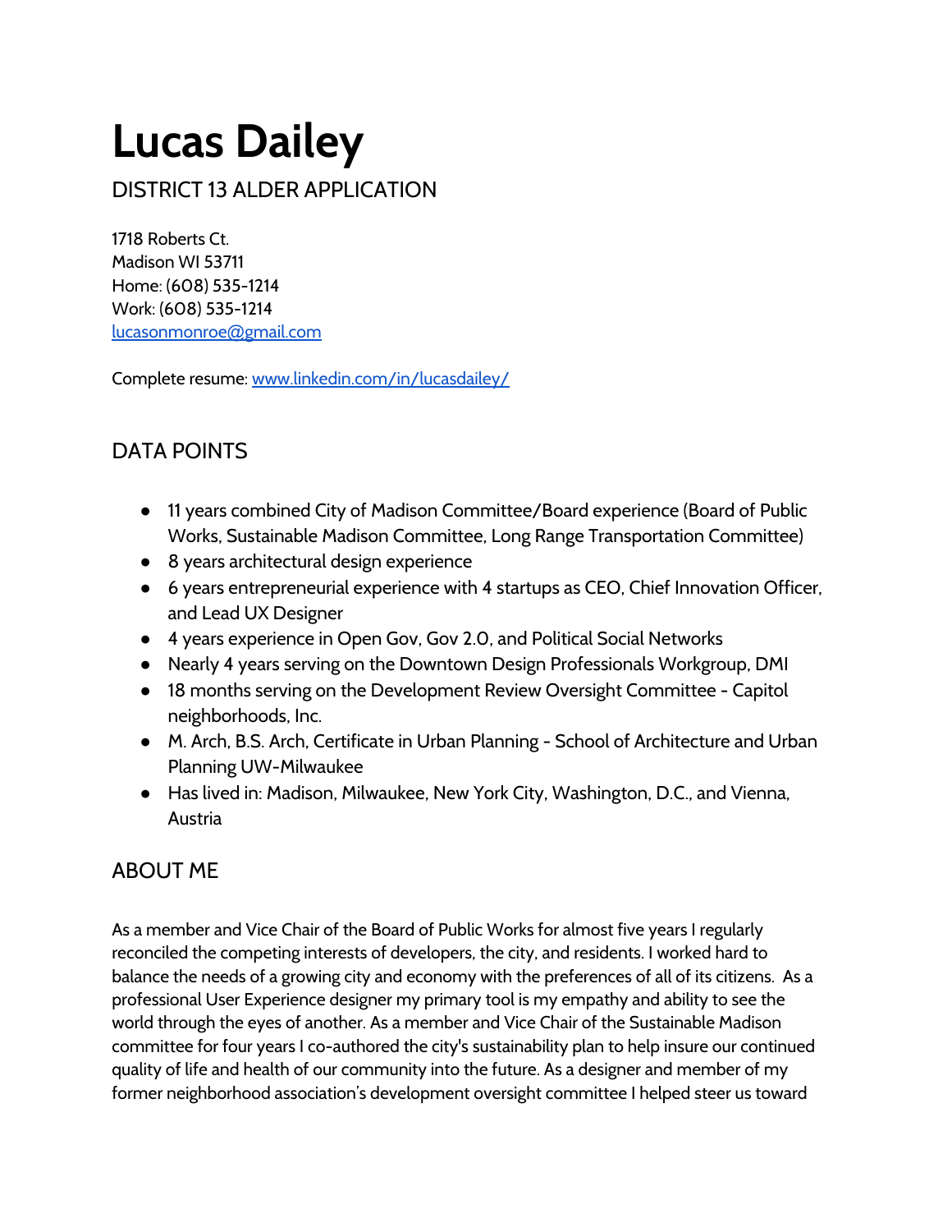# Lucas Dailey

## DISTRICT 13 ALDER APPLICATION

1718 Roberts Ct.
Madison WI 53711
Home: (608) 535-1214
Work: (608) 535-1214
[lucasonmonroe@gmail.com](mailto:lucasonmonroe@gmail.com)

Complete resume: [www.linkedin.com/in/lucasdailey/](http://www.linkedin.com/in/lucasdailey/)

## DATA POINTS

- 11 years combined City of Madison Committee/Board experience (Board of Public Works, Sustainable Madison Committee, Long Range Transportation Committee)
- 8 years architectural design experience
- 6 years entrepreneurial experience with 4 startups as CEO, Chief Innovation Officer, and Lead UX Designer
- 4 years experience in Open Gov, Gov 2.0, and Political Social Networks
- Nearly 4 years serving on the Downtown Design Professionals Workgroup, DMI
- 18 months serving on the Development Review Oversight Committee - Capitol neighborhoods, Inc.
- M. Arch, B.S. Arch, Certificate in Urban Planning - School of Architecture and Urban Planning UW-Milwaukee
- Has lived in: Madison, Milwaukee, New York City, Washington, D.C., and Vienna, Austria

## ABOUT ME

As a member and Vice Chair of the Board of Public Works for almost five years I regularly reconciled the competing interests of developers, the city, and residents. I worked hard to balance the needs of a growing city and economy with the preferences of all of its citizens. As a professional User Experience designer my primary tool is my empathy and ability to see the world through the eyes of another. As a member and Vice Chair of the Sustainable Madison committee for four years I co-authored the city's sustainability plan to help insure our continued quality of life and health of our community into the future. As a designer and member of my former neighborhood association's development oversight committee I helped steer us toward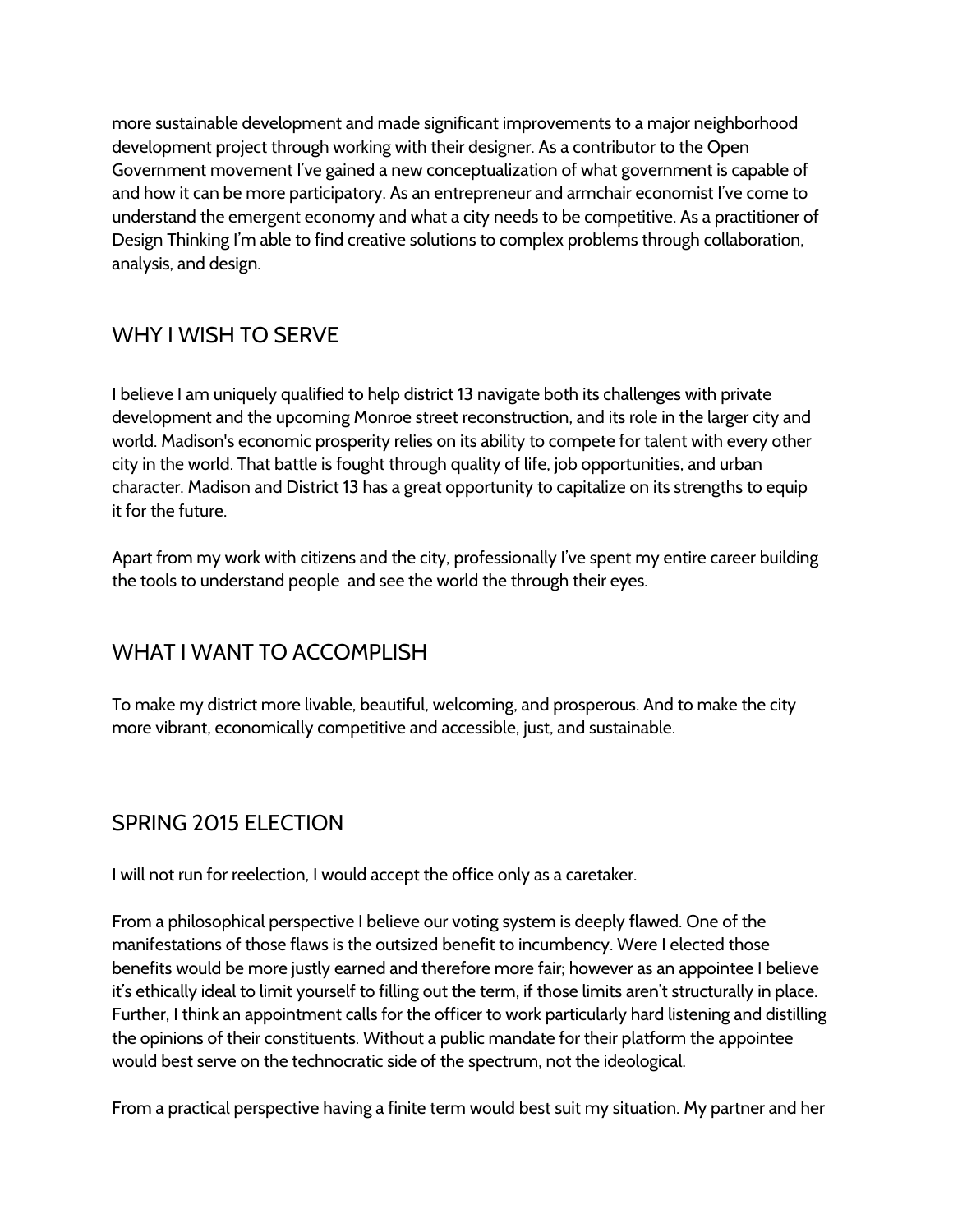more sustainable development and made significant improvements to a major neighborhood development project through working with their designer. As a contributor to the Open Government movement I've gained a new conceptualization of what government is capable of and how it can be more participatory. As an entrepreneur and armchair economist I've come to understand the emergent economy and what a city needs to be competitive. As a practitioner of Design Thinking I'm able to find creative solutions to complex problems through collaboration, analysis, and design.

## WHY I WISH TO SERVE

I believe I am uniquely qualified to help district 13 navigate both its challenges with private development and the upcoming Monroe street reconstruction, and its role in the larger city and world. Madison's economic prosperity relies on its ability to compete for talent with every other city in the world. That battle is fought through quality of life, job opportunities, and urban character. Madison and District 13 has a great opportunity to capitalize on its strengths to equip it for the future.

Apart from my work with citizens and the city, professionally I've spent my entire career building the tools to understand people  and see the world the through their eyes.

## WHAT I WANT TO ACCOMPLISH

To make my district more livable, beautiful, welcoming, and prosperous. And to make the city more vibrant, economically competitive and accessible, just, and sustainable.

## SPRING 2015 ELECTION

I will not run for reelection, I would accept the office only as a caretaker.

From a philosophical perspective I believe our voting system is deeply flawed. One of the manifestations of those flaws is the outsized benefit to incumbency. Were I elected those benefits would be more justly earned and therefore more fair; however as an appointee I believe it's ethically ideal to limit yourself to filling out the term, if those limits aren't structurally in place. Further, I think an appointment calls for the officer to work particularly hard listening and distilling the opinions of their constituents. Without a public mandate for their platform the appointee would best serve on the technocratic side of the spectrum, not the ideological.

From a practical perspective having a finite term would best suit my situation. My partner and her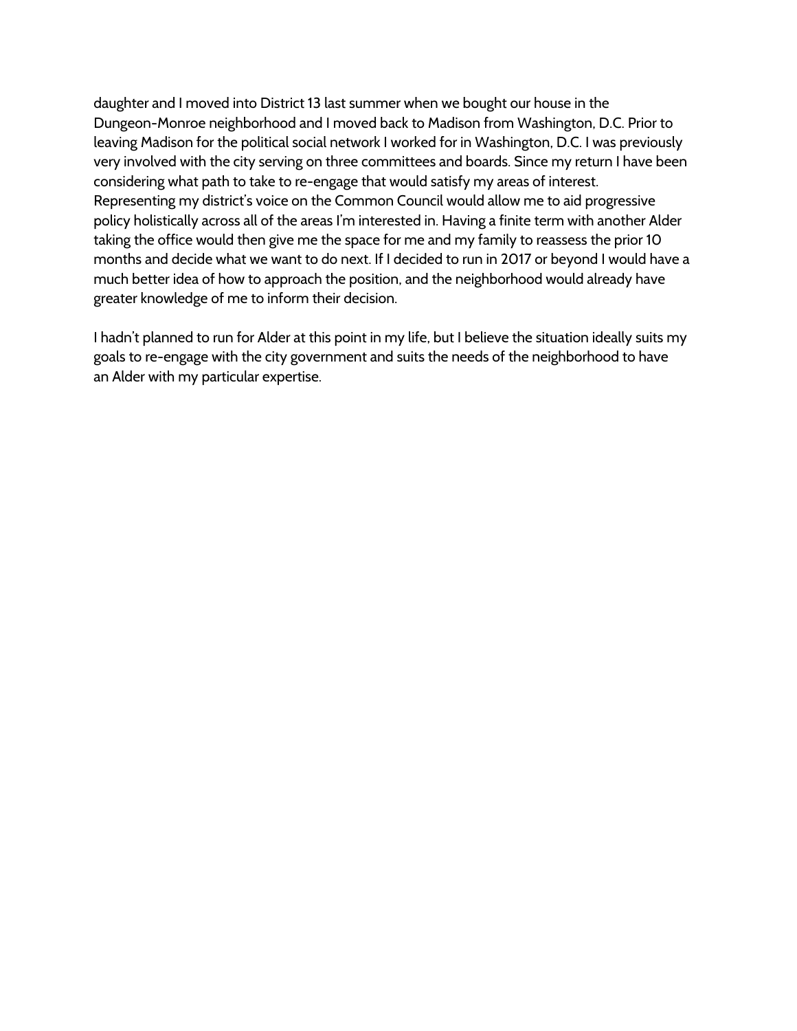daughter and I moved into District 13 last summer when we bought our house in the Dungeon-Monroe neighborhood and I moved back to Madison from Washington, D.C. Prior to leaving Madison for the political social network I worked for in Washington, D.C. I was previously very involved with the city serving on three committees and boards. Since my return I have been considering what path to take to re-engage that would satisfy my areas of interest. Representing my district's voice on the Common Council would allow me to aid progressive policy holistically across all of the areas I'm interested in. Having a finite term with another Alder taking the office would then give me the space for me and my family to reassess the prior 10 months and decide what we want to do next. If I decided to run in 2017 or beyond I would have a much better idea of how to approach the position, and the neighborhood would already have greater knowledge of me to inform their decision.

I hadn't planned to run for Alder at this point in my life, but I believe the situation ideally suits my goals to re-engage with the city government and suits the needs of the neighborhood to have an Alder with my particular expertise.